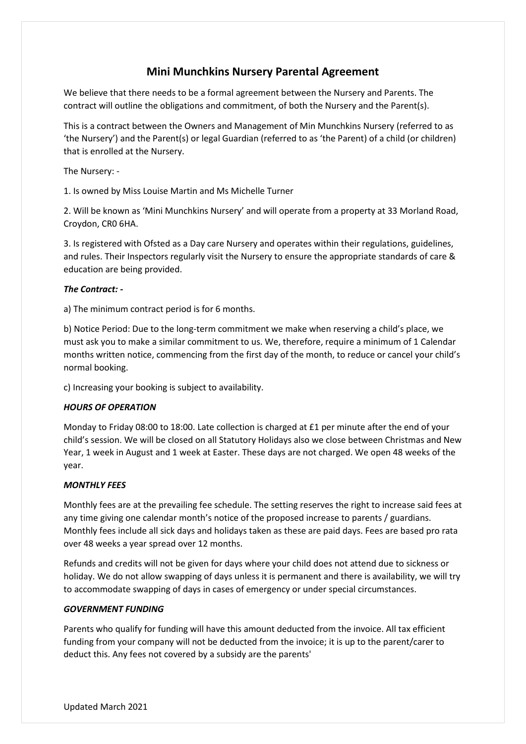# Mini Munchkins Nursery Parental Agreement

We believe that there needs to be a formal agreement between the Nursery and Parents. The contract will outline the obligations and commitment, of both the Nursery and the Parent(s).

This is a contract between the Owners and Management of Min Munchkins Nursery (referred to as 'the Nursery') and the Parent(s) or legal Guardian (referred to as 'the Parent) of a child (or children) that is enrolled at the Nursery.

The Nursery: -

1. Is owned by Miss Louise Martin and Ms Michelle Turner

2. Will be known as 'Mini Munchkins Nursery' and will operate from a property at 33 Morland Road, Croydon, CR0 6HA.

3. Is registered with Ofsted as a Day care Nursery and operates within their regulations, guidelines, and rules. Their Inspectors regularly visit the Nursery to ensure the appropriate standards of care & education are being provided.

***The Contract: -***

a) The minimum contract period is for 6 months.

b) Notice Period: Due to the long-term commitment we make when reserving a child's place, we must ask you to make a similar commitment to us. We, therefore, require a minimum of 1 Calendar months written notice, commencing from the first day of the month, to reduce or cancel your child's normal booking.

c) Increasing your booking is subject to availability.

***HOURS OF OPERATION***

Monday to Friday 08:00 to 18:00. Late collection is charged at £1 per minute after the end of your child's session. We will be closed on all Statutory Holidays also we close between Christmas and New Year, 1 week in August and 1 week at Easter. These days are not charged. We open 48 weeks of the year.

***MONTHLY FEES***

Monthly fees are at the prevailing fee schedule. The setting reserves the right to increase said fees at any time giving one calendar month's notice of the proposed increase to parents / guardians. Monthly fees include all sick days and holidays taken as these are paid days. Fees are based pro rata over 48 weeks a year spread over 12 months.

Refunds and credits will not be given for days where your child does not attend due to sickness or holiday. We do not allow swapping of days unless it is permanent and there is availability, we will try to accommodate swapping of days in cases of emergency or under special circumstances.

***GOVERNMENT FUNDING***

Parents who qualify for funding will have this amount deducted from the invoice. All tax efficient funding from your company will not be deducted from the invoice; it is up to the parent/carer to deduct this. Any fees not covered by a subsidy are the parents'

Updated March 2021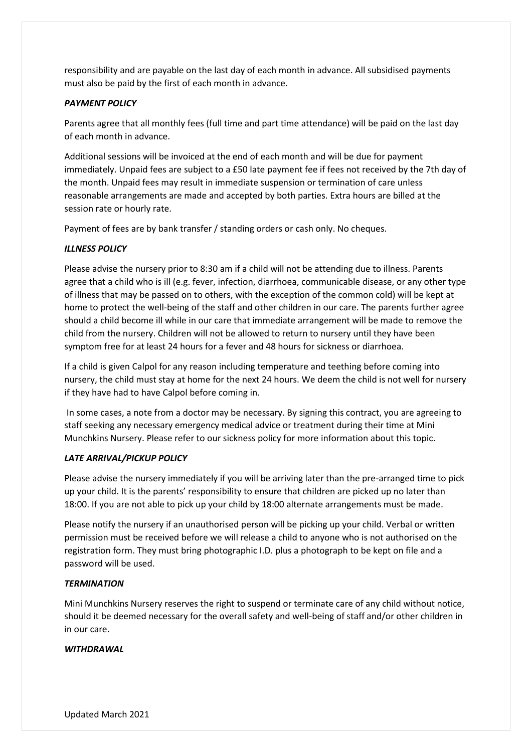responsibility and are payable on the last day of each month in advance. All subsidised payments must also be paid by the first of each month in advance.

***PAYMENT POLICY***

Parents agree that all monthly fees (full time and part time attendance) will be paid on the last day of each month in advance.

Additional sessions will be invoiced at the end of each month and will be due for payment immediately. Unpaid fees are subject to a £50 late payment fee if fees not received by the 7th day of the month. Unpaid fees may result in immediate suspension or termination of care unless reasonable arrangements are made and accepted by both parties. Extra hours are billed at the session rate or hourly rate.

Payment of fees are by bank transfer / standing orders or cash only. No cheques.

***ILLNESS POLICY***

Please advise the nursery prior to 8:30 am if a child will not be attending due to illness. Parents agree that a child who is ill (e.g. fever, infection, diarrhoea, communicable disease, or any other type of illness that may be passed on to others, with the exception of the common cold) will be kept at home to protect the well-being of the staff and other children in our care. The parents further agree should a child become ill while in our care that immediate arrangement will be made to remove the child from the nursery. Children will not be allowed to return to nursery until they have been symptom free for at least 24 hours for a fever and 48 hours for sickness or diarrhoea.

If a child is given Calpol for any reason including temperature and teething before coming into nursery, the child must stay at home for the next 24 hours. We deem the child is not well for nursery if they have had to have Calpol before coming in.

In some cases, a note from a doctor may be necessary. By signing this contract, you are agreeing to staff seeking any necessary emergency medical advice or treatment during their time at Mini Munchkins Nursery. Please refer to our sickness policy for more information about this topic.

***LATE ARRIVAL/PICKUP POLICY***

Please advise the nursery immediately if you will be arriving later than the pre-arranged time to pick up your child. It is the parents' responsibility to ensure that children are picked up no later than 18:00. If you are not able to pick up your child by 18:00 alternate arrangements must be made.

Please notify the nursery if an unauthorised person will be picking up your child. Verbal or written permission must be received before we will release a child to anyone who is not authorised on the registration form. They must bring photographic I.D. plus a photograph to be kept on file and a password will be used.

***TERMINATION***

Mini Munchkins Nursery reserves the right to suspend or terminate care of any child without notice, should it be deemed necessary for the overall safety and well-being of staff and/or other children in in our care.

***WITHDRAWAL***

Updated March 2021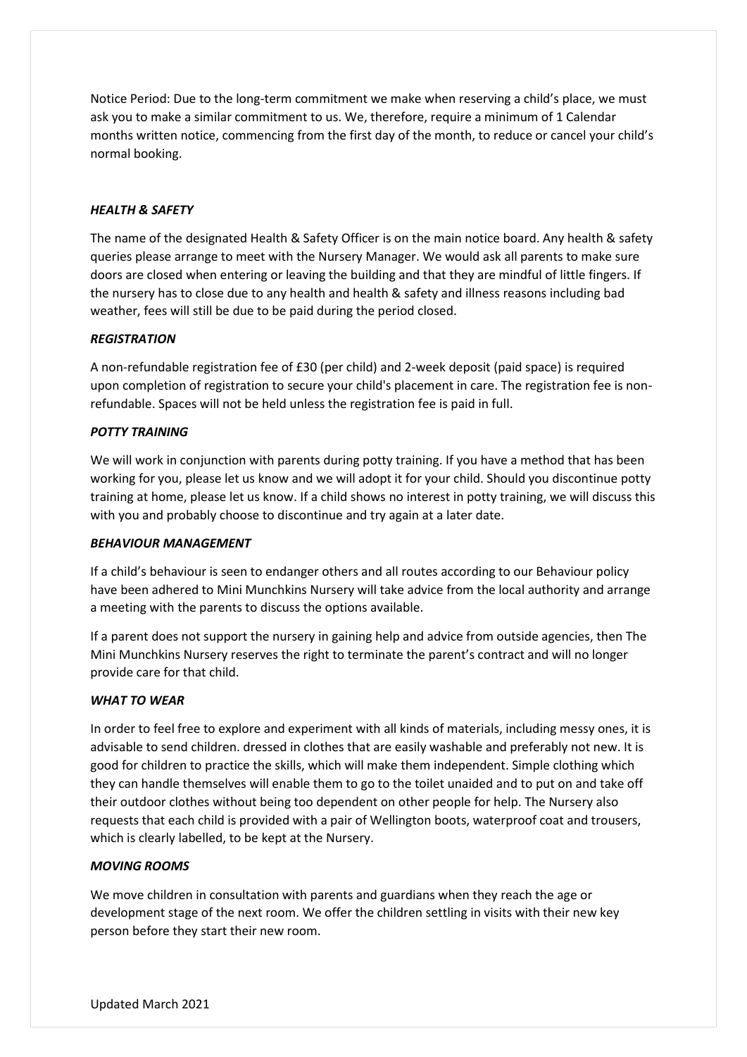Notice Period: Due to the long-term commitment we make when reserving a child's place, we must ask you to make a similar commitment to us. We, therefore, require a minimum of 1 Calendar months written notice, commencing from the first day of the month, to reduce or cancel your child's normal booking.

### ***HEALTH & SAFETY***

The name of the designated Health & Safety Officer is on the main notice board. Any health & safety queries please arrange to meet with the Nursery Manager. We would ask all parents to make sure doors are closed when entering or leaving the building and that they are mindful of little fingers. If the nursery has to close due to any health and health & safety and illness reasons including bad weather, fees will still be due to be paid during the period closed.

### ***REGISTRATION***

A non-refundable registration fee of £30 (per child) and 2-week deposit (paid space) is required upon completion of registration to secure your child's placement in care. The registration fee is non-refundable. Spaces will not be held unless the registration fee is paid in full.

### ***POTTY TRAINING***

We will work in conjunction with parents during potty training. If you have a method that has been working for you, please let us know and we will adopt it for your child. Should you discontinue potty training at home, please let us know. If a child shows no interest in potty training, we will discuss this with you and probably choose to discontinue and try again at a later date.

### ***BEHAVIOUR MANAGEMENT***

If a child's behaviour is seen to endanger others and all routes according to our Behaviour policy have been adhered to Mini Munchkins Nursery will take advice from the local authority and arrange a meeting with the parents to discuss the options available.

If a parent does not support the nursery in gaining help and advice from outside agencies, then The Mini Munchkins Nursery reserves the right to terminate the parent's contract and will no longer provide care for that child.

### ***WHAT TO WEAR***

In order to feel free to explore and experiment with all kinds of materials, including messy ones, it is advisable to send children. dressed in clothes that are easily washable and preferably not new. It is good for children to practice the skills, which will make them independent. Simple clothing which they can handle themselves will enable them to go to the toilet unaided and to put on and take off their outdoor clothes without being too dependent on other people for help. The Nursery also requests that each child is provided with a pair of Wellington boots, waterproof coat and trousers, which is clearly labelled, to be kept at the Nursery.

### ***MOVING ROOMS***

We move children in consultation with parents and guardians when they reach the age or development stage of the next room. We offer the children settling in visits with their new key person before they start their new room.

Updated March 2021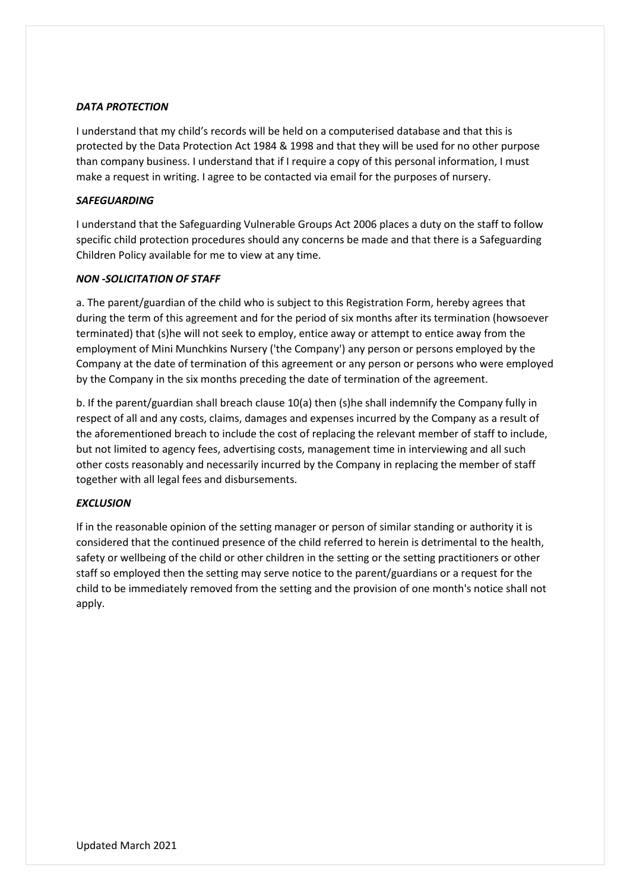***DATA PROTECTION***

I understand that my child's records will be held on a computerised database and that this is protected by the Data Protection Act 1984 & 1998 and that they will be used for no other purpose than company business. I understand that if I require a copy of this personal information, I must make a request in writing. I agree to be contacted via email for the purposes of nursery.

***SAFEGUARDING***

I understand that the Safeguarding Vulnerable Groups Act 2006 places a duty on the staff to follow specific child protection procedures should any concerns be made and that there is a Safeguarding Children Policy available for me to view at any time.

***NON -SOLICITATION OF STAFF***

a. The parent/guardian of the child who is subject to this Registration Form, hereby agrees that during the term of this agreement and for the period of six months after its termination (howsoever terminated) that (s)he will not seek to employ, entice away or attempt to entice away from the employment of Mini Munchkins Nursery ('the Company') any person or persons employed by the Company at the date of termination of this agreement or any person or persons who were employed by the Company in the six months preceding the date of termination of the agreement.

b. If the parent/guardian shall breach clause 10(a) then (s)he shall indemnify the Company fully in respect of all and any costs, claims, damages and expenses incurred by the Company as a result of the aforementioned breach to include the cost of replacing the relevant member of staff to include, but not limited to agency fees, advertising costs, management time in interviewing and all such other costs reasonably and necessarily incurred by the Company in replacing the member of staff together with all legal fees and disbursements.

***EXCLUSION***

If in the reasonable opinion of the setting manager or person of similar standing or authority it is considered that the continued presence of the child referred to herein is detrimental to the health, safety or wellbeing of the child or other children in the setting or the setting practitioners or other staff so employed then the setting may serve notice to the parent/guardians or a request for the child to be immediately removed from the setting and the provision of one month's notice shall not apply.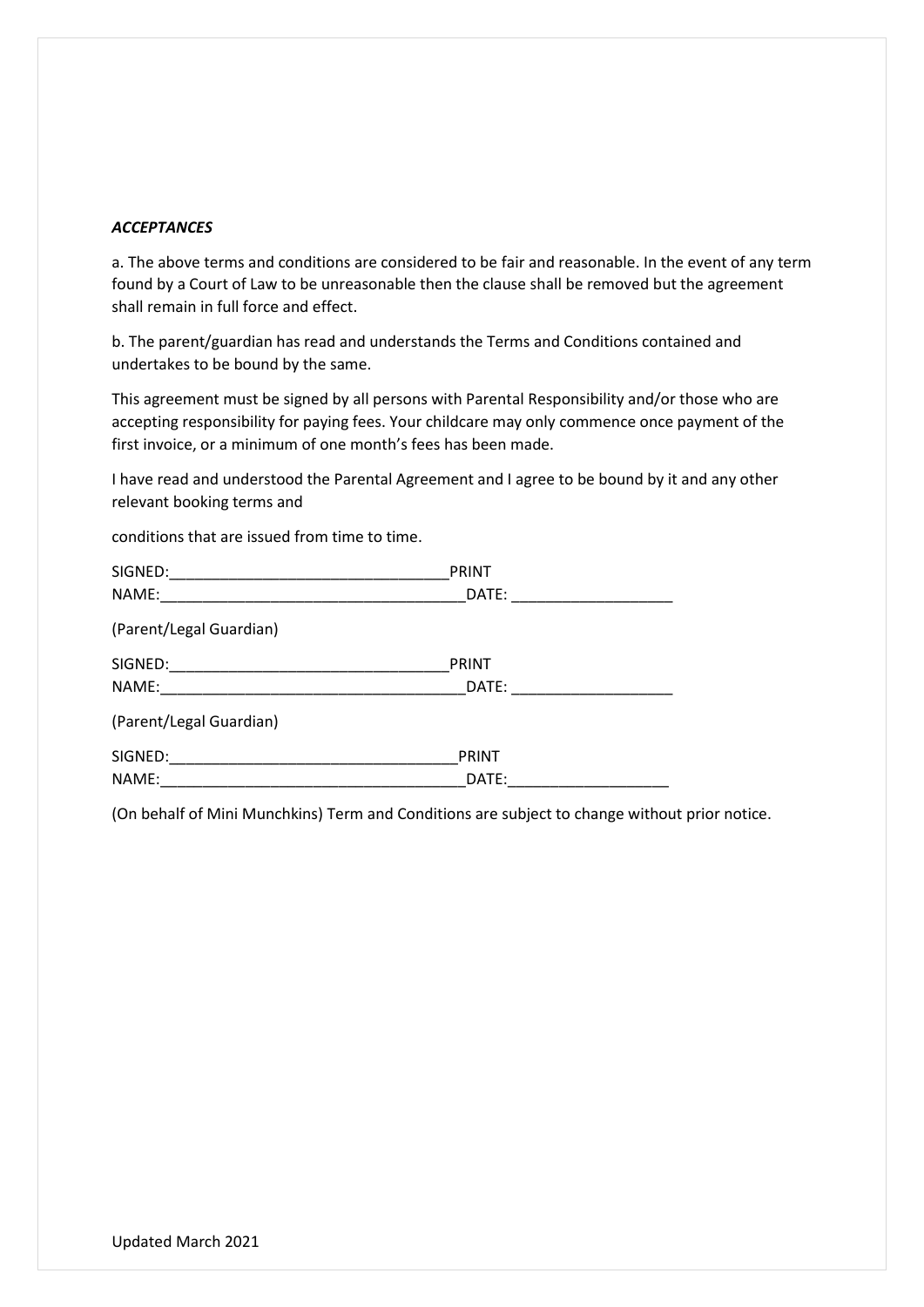***ACCEPTANCES***

a. The above terms and conditions are considered to be fair and reasonable. In the event of any term found by a Court of Law to be unreasonable then the clause shall be removed but the agreement shall remain in full force and effect.

b. The parent/guardian has read and understands the Terms and Conditions contained and undertakes to be bound by the same.

This agreement must be signed by all persons with Parental Responsibility and/or those who are accepting responsibility for paying fees. Your childcare may only commence once payment of the first invoice, or a minimum of one month's fees has been made.

I have read and understood the Parental Agreement and I agree to be bound by it and any other relevant booking terms and

conditions that are issued from time to time.

SIGNED:________________________________PRINT NAME:___________________________________DATE: ___________________

(Parent/Legal Guardian)

SIGNED:________________________________PRINT NAME:___________________________________DATE: ___________________

(Parent/Legal Guardian)

SIGNED:_________________________________PRINT NAME:___________________________________DATE:___________________

(On behalf of Mini Munchkins) Term and Conditions are subject to change without prior notice.

Updated March 2021